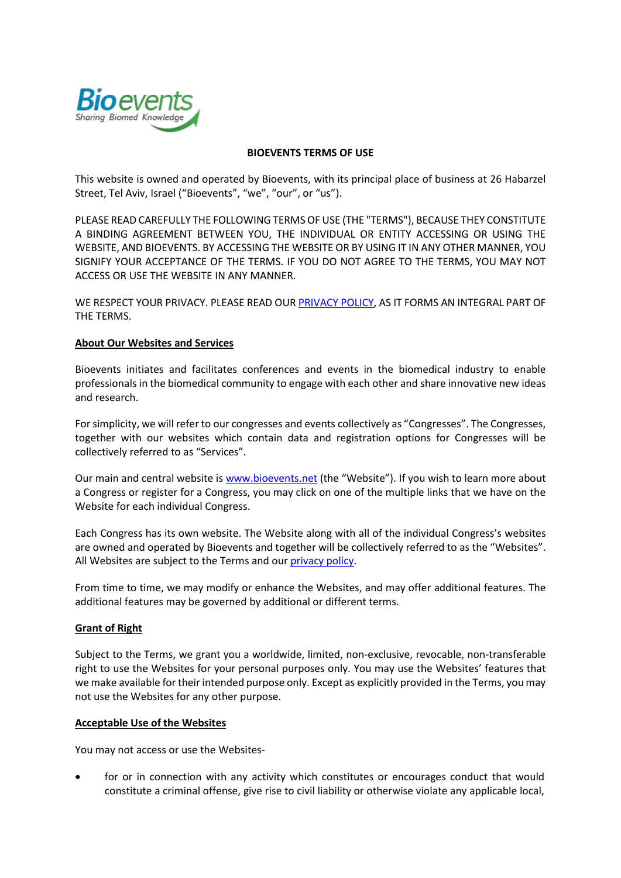# BIOEVENTS TERMS OF USE

This website is owned and operated by Bioevents, with its principal place of business at 26 Habarzel Street, Tel Aviv, Israel ("Bioevents", "we", "our", or "us").

PLEASE READ CAREFULLY THE FOLLOWING TERMS OF USE (THE "TERMS"), BECAUSE THEY CONSTITUTE A BINDING AGREEMENT BETWEEN YOU, THE INDIVIDUAL OR ENTITY ACCESSING OR USING THE WEBSITE, AND BIOEVENTS. BY ACCESSING THE WEBSITE OR BY USING IT IN ANY OTHER MANNER, YOU SIGNIFY YOUR ACCEPTANCE OF THE TERMS. IF YOU DO NOT AGREE TO THE TERMS, YOU MAY NOT ACCESS OR USE THE WEBSITE IN ANY MANNER.

WE RESPECT YOUR PRIVACY. PLEASE READ OUR PRIVACY POLICY, AS IT FORMS AN INTEGRAL PART OF THE TERMS.

## About Our Websites and Services

Bioevents initiates and facilitates conferences and events in the biomedical industry to enable professionals in the biomedical community to engage with each other and share innovative new ideas and research.

For simplicity, we will refer to our congresses and events collectively as "Congresses". The Congresses, together with our websites which contain data and registration options for Congresses will be collectively referred to as "Services".

Our main and central website is www.bioevents.net (the "Website"). If you wish to learn more about a Congress or register for a Congress, you may click on one of the multiple links that we have on the Website for each individual Congress.

Each Congress has its own website. The Website along with all of the individual Congress's websites are owned and operated by Bioevents and together will be collectively referred to as the "Websites". All Websites are subject to the Terms and our privacy policy.

From time to time, we may modify or enhance the Websites, and may offer additional features. The additional features may be governed by additional or different terms.

## Grant of Right

Subject to the Terms, we grant you a worldwide, limited, non-exclusive, revocable, non-transferable right to use the Websites for your personal purposes only. You may use the Websites' features that we make available for their intended purpose only. Except as explicitly provided in the Terms, you may not use the Websites for any other purpose.

## Acceptable Use of the Websites

You may not access or use the Websites-

- for or in connection with any activity which constitutes or encourages conduct that would constitute a criminal offense, give rise to civil liability or otherwise violate any applicable local,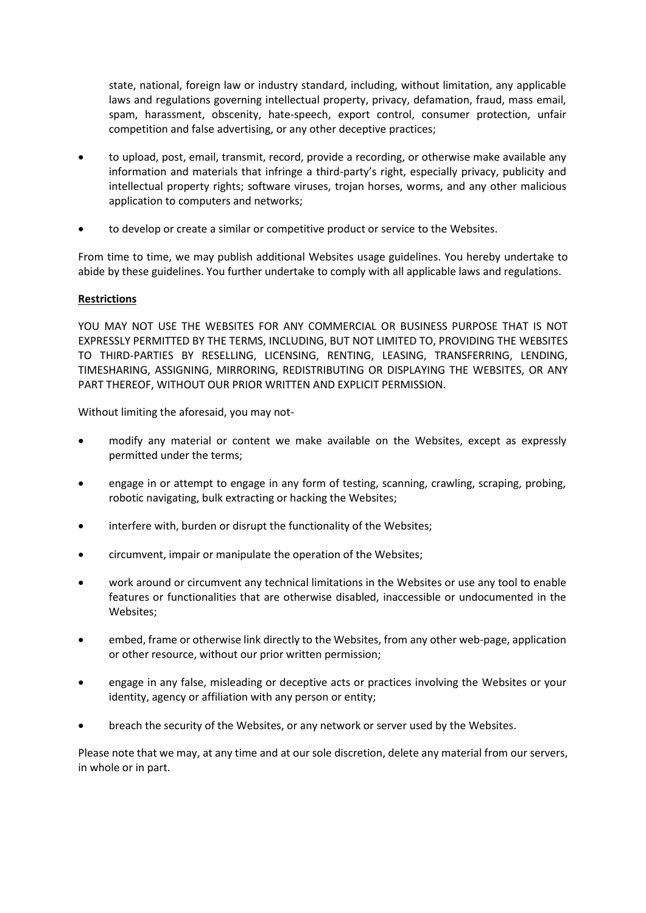state, national, foreign law or industry standard, including, without limitation, any applicable laws and regulations governing intellectual property, privacy, defamation, fraud, mass email, spam, harassment, obscenity, hate-speech, export control, consumer protection, unfair competition and false advertising, or any other deceptive practices;

- to upload, post, email, transmit, record, provide a recording, or otherwise make available any information and materials that infringe a third-party's right, especially privacy, publicity and intellectual property rights; software viruses, trojan horses, worms, and any other malicious application to computers and networks;
- to develop or create a similar or competitive product or service to the Websites.

From time to time, we may publish additional Websites usage guidelines. You hereby undertake to abide by these guidelines. You further undertake to comply with all applicable laws and regulations.

**Restrictions**

YOU MAY NOT USE THE WEBSITES FOR ANY COMMERCIAL OR BUSINESS PURPOSE THAT IS NOT EXPRESSLY PERMITTED BY THE TERMS, INCLUDING, BUT NOT LIMITED TO, PROVIDING THE WEBSITES TO THIRD-PARTIES BY RESELLING, LICENSING, RENTING, LEASING, TRANSFERRING, LENDING, TIMESHARING, ASSIGNING, MIRRORING, REDISTRIBUTING OR DISPLAYING THE WEBSITES, OR ANY PART THEREOF, WITHOUT OUR PRIOR WRITTEN AND EXPLICIT PERMISSION.

Without limiting the aforesaid, you may not-

- modify any material or content we make available on the Websites, except as expressly permitted under the terms;
- engage in or attempt to engage in any form of testing, scanning, crawling, scraping, probing, robotic navigating, bulk extracting or hacking the Websites;
- interfere with, burden or disrupt the functionality of the Websites;
- circumvent, impair or manipulate the operation of the Websites;
- work around or circumvent any technical limitations in the Websites or use any tool to enable features or functionalities that are otherwise disabled, inaccessible or undocumented in the Websites;
- embed, frame or otherwise link directly to the Websites, from any other web-page, application or other resource, without our prior written permission;
- engage in any false, misleading or deceptive acts or practices involving the Websites or your identity, agency or affiliation with any person or entity;
- breach the security of the Websites, or any network or server used by the Websites.

Please note that we may, at any time and at our sole discretion, delete any material from our servers, in whole or in part.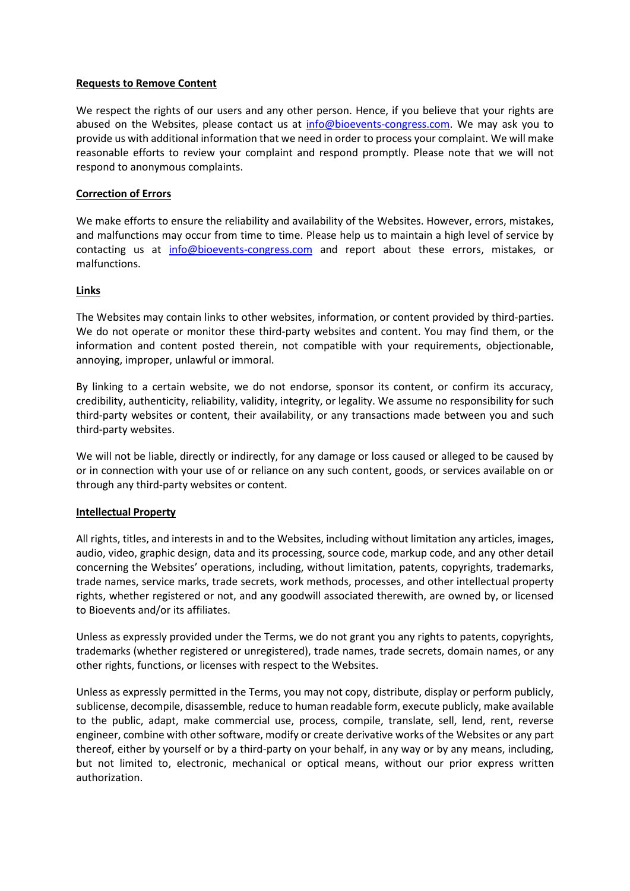**Requests to Remove Content**

We respect the rights of our users and any other person. Hence, if you believe that your rights are abused on the Websites, please contact us at [info@bioevents-congress.com](mailto:info@bioevents-congress.com). We may ask you to provide us with additional information that we need in order to process your complaint. We will make reasonable efforts to review your complaint and respond promptly. Please note that we will not respond to anonymous complaints.

**Correction of Errors**

We make efforts to ensure the reliability and availability of the Websites. However, errors, mistakes, and malfunctions may occur from time to time. Please help us to maintain a high level of service by contacting us at [info@bioevents-congress.com](mailto:info@bioevents-congress.com) and report about these errors, mistakes, or malfunctions.

**Links**

The Websites may contain links to other websites, information, or content provided by third-parties. We do not operate or monitor these third-party websites and content. You may find them, or the information and content posted therein, not compatible with your requirements, objectionable, annoying, improper, unlawful or immoral.

By linking to a certain website, we do not endorse, sponsor its content, or confirm its accuracy, credibility, authenticity, reliability, validity, integrity, or legality. We assume no responsibility for such third-party websites or content, their availability, or any transactions made between you and such third-party websites.

We will not be liable, directly or indirectly, for any damage or loss caused or alleged to be caused by or in connection with your use of or reliance on any such content, goods, or services available on or through any third-party websites or content.

**Intellectual Property**

All rights, titles, and interests in and to the Websites, including without limitation any articles, images, audio, video, graphic design, data and its processing, source code, markup code, and any other detail concerning the Websites' operations, including, without limitation, patents, copyrights, trademarks, trade names, service marks, trade secrets, work methods, processes, and other intellectual property rights, whether registered or not, and any goodwill associated therewith, are owned by, or licensed to Bioevents and/or its affiliates.

Unless as expressly provided under the Terms, we do not grant you any rights to patents, copyrights, trademarks (whether registered or unregistered), trade names, trade secrets, domain names, or any other rights, functions, or licenses with respect to the Websites.

Unless as expressly permitted in the Terms, you may not copy, distribute, display or perform publicly, sublicense, decompile, disassemble, reduce to human readable form, execute publicly, make available to the public, adapt, make commercial use, process, compile, translate, sell, lend, rent, reverse engineer, combine with other software, modify or create derivative works of the Websites or any part thereof, either by yourself or by a third-party on your behalf, in any way or by any means, including, but not limited to, electronic, mechanical or optical means, without our prior express written authorization.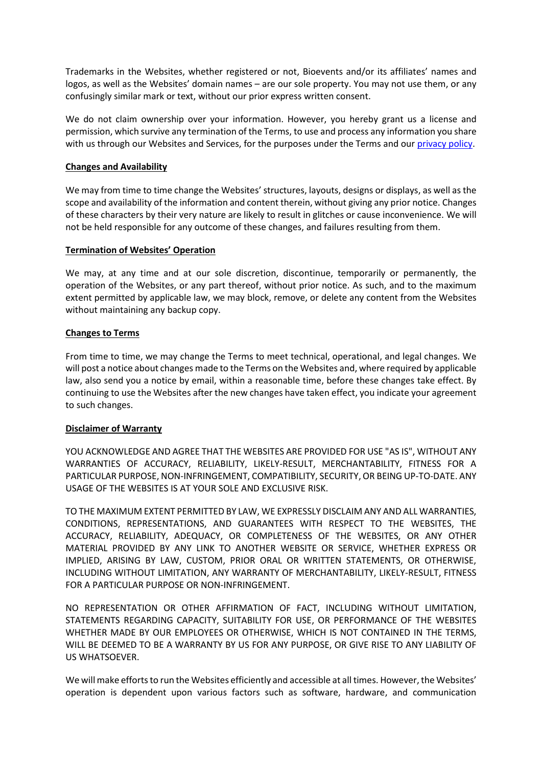Trademarks in the Websites, whether registered or not, Bioevents and/or its affiliates' names and logos, as well as the Websites' domain names – are our sole property. You may not use them, or any confusingly similar mark or text, without our prior express written consent.

We do not claim ownership over your information. However, you hereby grant us a license and permission, which survive any termination of the Terms, to use and process any information you share with us through our Websites and Services, for the purposes under the Terms and our [privacy policy](privacy policy).

**Changes and Availability**

We may from time to time change the Websites' structures, layouts, designs or displays, as well as the scope and availability of the information and content therein, without giving any prior notice. Changes of these characters by their very nature are likely to result in glitches or cause inconvenience. We will not be held responsible for any outcome of these changes, and failures resulting from them.

**Termination of Websites' Operation**

We may, at any time and at our sole discretion, discontinue, temporarily or permanently, the operation of the Websites, or any part thereof, without prior notice. As such, and to the maximum extent permitted by applicable law, we may block, remove, or delete any content from the Websites without maintaining any backup copy.

**Changes to Terms**

From time to time, we may change the Terms to meet technical, operational, and legal changes. We will post a notice about changes made to the Terms on the Websites and, where required by applicable law, also send you a notice by email, within a reasonable time, before these changes take effect. By continuing to use the Websites after the new changes have taken effect, you indicate your agreement to such changes.

**Disclaimer of Warranty**

YOU ACKNOWLEDGE AND AGREE THAT THE WEBSITES ARE PROVIDED FOR USE "AS IS", WITHOUT ANY WARRANTIES OF ACCURACY, RELIABILITY, LIKELY-RESULT, MERCHANTABILITY, FITNESS FOR A PARTICULAR PURPOSE, NON-INFRINGEMENT, COMPATIBILITY, SECURITY, OR BEING UP-TO-DATE. ANY USAGE OF THE WEBSITES IS AT YOUR SOLE AND EXCLUSIVE RISK.

TO THE MAXIMUM EXTENT PERMITTED BY LAW, WE EXPRESSLY DISCLAIM ANY AND ALL WARRANTIES, CONDITIONS, REPRESENTATIONS, AND GUARANTEES WITH RESPECT TO THE WEBSITES, THE ACCURACY, RELIABILITY, ADEQUACY, OR COMPLETENESS OF THE WEBSITES, OR ANY OTHER MATERIAL PROVIDED BY ANY LINK TO ANOTHER WEBSITE OR SERVICE, WHETHER EXPRESS OR IMPLIED, ARISING BY LAW, CUSTOM, PRIOR ORAL OR WRITTEN STATEMENTS, OR OTHERWISE, INCLUDING WITHOUT LIMITATION, ANY WARRANTY OF MERCHANTABILITY, LIKELY-RESULT, FITNESS FOR A PARTICULAR PURPOSE OR NON-INFRINGEMENT.

NO REPRESENTATION OR OTHER AFFIRMATION OF FACT, INCLUDING WITHOUT LIMITATION, STATEMENTS REGARDING CAPACITY, SUITABILITY FOR USE, OR PERFORMANCE OF THE WEBSITES WHETHER MADE BY OUR EMPLOYEES OR OTHERWISE, WHICH IS NOT CONTAINED IN THE TERMS, WILL BE DEEMED TO BE A WARRANTY BY US FOR ANY PURPOSE, OR GIVE RISE TO ANY LIABILITY OF US WHATSOEVER.

We will make efforts to run the Websites efficiently and accessible at all times. However, the Websites' operation is dependent upon various factors such as software, hardware, and communication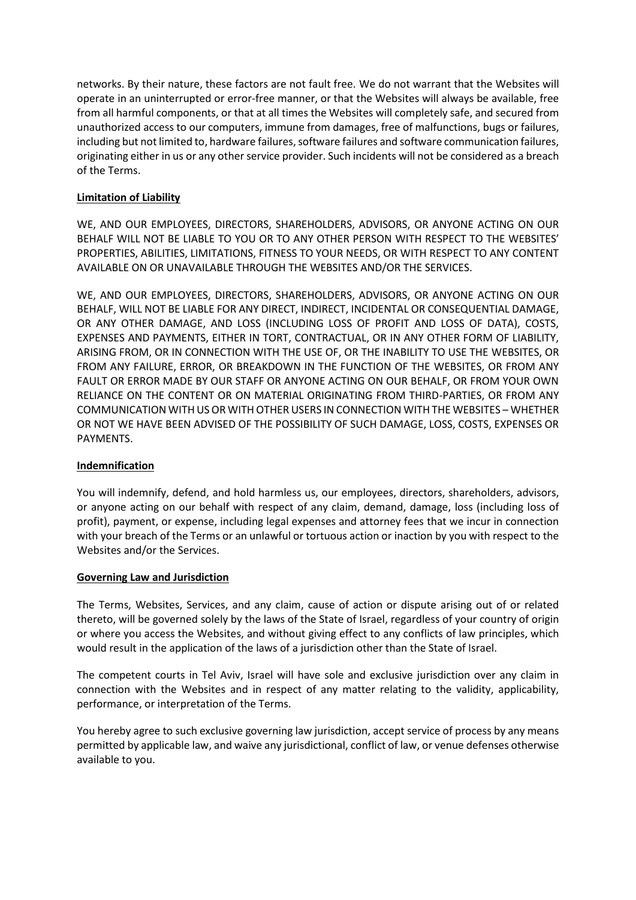networks. By their nature, these factors are not fault free. We do not warrant that the Websites will operate in an uninterrupted or error-free manner, or that the Websites will always be available, free from all harmful components, or that at all times the Websites will completely safe, and secured from unauthorized access to our computers, immune from damages, free of malfunctions, bugs or failures, including but not limited to, hardware failures, software failures and software communication failures, originating either in us or any other service provider. Such incidents will not be considered as a breach of the Terms.

**Limitation of Liability**

WE, AND OUR EMPLOYEES, DIRECTORS, SHAREHOLDERS, ADVISORS, OR ANYONE ACTING ON OUR BEHALF WILL NOT BE LIABLE TO YOU OR TO ANY OTHER PERSON WITH RESPECT TO THE WEBSITES' PROPERTIES, ABILITIES, LIMITATIONS, FITNESS TO YOUR NEEDS, OR WITH RESPECT TO ANY CONTENT AVAILABLE ON OR UNAVAILABLE THROUGH THE WEBSITES AND/OR THE SERVICES.

WE, AND OUR EMPLOYEES, DIRECTORS, SHAREHOLDERS, ADVISORS, OR ANYONE ACTING ON OUR BEHALF, WILL NOT BE LIABLE FOR ANY DIRECT, INDIRECT, INCIDENTAL OR CONSEQUENTIAL DAMAGE, OR ANY OTHER DAMAGE, AND LOSS (INCLUDING LOSS OF PROFIT AND LOSS OF DATA), COSTS, EXPENSES AND PAYMENTS, EITHER IN TORT, CONTRACTUAL, OR IN ANY OTHER FORM OF LIABILITY, ARISING FROM, OR IN CONNECTION WITH THE USE OF, OR THE INABILITY TO USE THE WEBSITES, OR FROM ANY FAILURE, ERROR, OR BREAKDOWN IN THE FUNCTION OF THE WEBSITES, OR FROM ANY FAULT OR ERROR MADE BY OUR STAFF OR ANYONE ACTING ON OUR BEHALF, OR FROM YOUR OWN RELIANCE ON THE CONTENT OR ON MATERIAL ORIGINATING FROM THIRD-PARTIES, OR FROM ANY COMMUNICATION WITH US OR WITH OTHER USERS IN CONNECTION WITH THE WEBSITES – WHETHER OR NOT WE HAVE BEEN ADVISED OF THE POSSIBILITY OF SUCH DAMAGE, LOSS, COSTS, EXPENSES OR PAYMENTS.

**Indemnification**

You will indemnify, defend, and hold harmless us, our employees, directors, shareholders, advisors, or anyone acting on our behalf with respect of any claim, demand, damage, loss (including loss of profit), payment, or expense, including legal expenses and attorney fees that we incur in connection with your breach of the Terms or an unlawful or tortuous action or inaction by you with respect to the Websites and/or the Services.

**Governing Law and Jurisdiction**

The Terms, Websites, Services, and any claim, cause of action or dispute arising out of or related thereto, will be governed solely by the laws of the State of Israel, regardless of your country of origin or where you access the Websites, and without giving effect to any conflicts of law principles, which would result in the application of the laws of a jurisdiction other than the State of Israel.

The competent courts in Tel Aviv, Israel will have sole and exclusive jurisdiction over any claim in connection with the Websites and in respect of any matter relating to the validity, applicability, performance, or interpretation of the Terms.

You hereby agree to such exclusive governing law jurisdiction, accept service of process by any means permitted by applicable law, and waive any jurisdictional, conflict of law, or venue defenses otherwise available to you.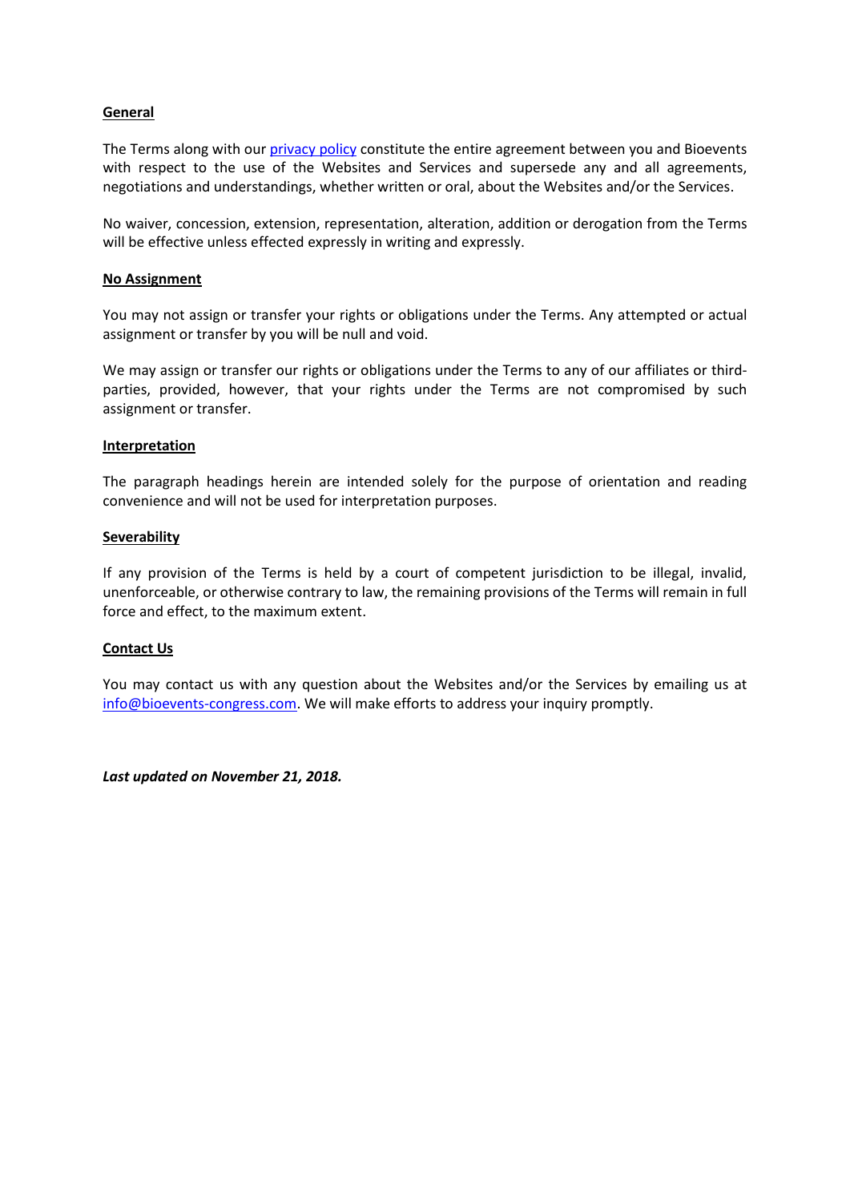**General**

The Terms along with our [privacy policy](privacy policy) constitute the entire agreement between you and Bioevents with respect to the use of the Websites and Services and supersede any and all agreements, negotiations and understandings, whether written or oral, about the Websites and/or the Services.

No waiver, concession, extension, representation, alteration, addition or derogation from the Terms will be effective unless effected expressly in writing and expressly.

**No Assignment**

You may not assign or transfer your rights or obligations under the Terms. Any attempted or actual assignment or transfer by you will be null and void.

We may assign or transfer our rights or obligations under the Terms to any of our affiliates or third-parties, provided, however, that your rights under the Terms are not compromised by such assignment or transfer.

**Interpretation**

The paragraph headings herein are intended solely for the purpose of orientation and reading convenience and will not be used for interpretation purposes.

**Severability**

If any provision of the Terms is held by a court of competent jurisdiction to be illegal, invalid, unenforceable, or otherwise contrary to law, the remaining provisions of the Terms will remain in full force and effect, to the maximum extent.

**Contact Us**

You may contact us with any question about the Websites and/or the Services by emailing us at info@bioevents-congress.com. We will make efforts to address your inquiry promptly.

***Last updated on November 21, 2018.***